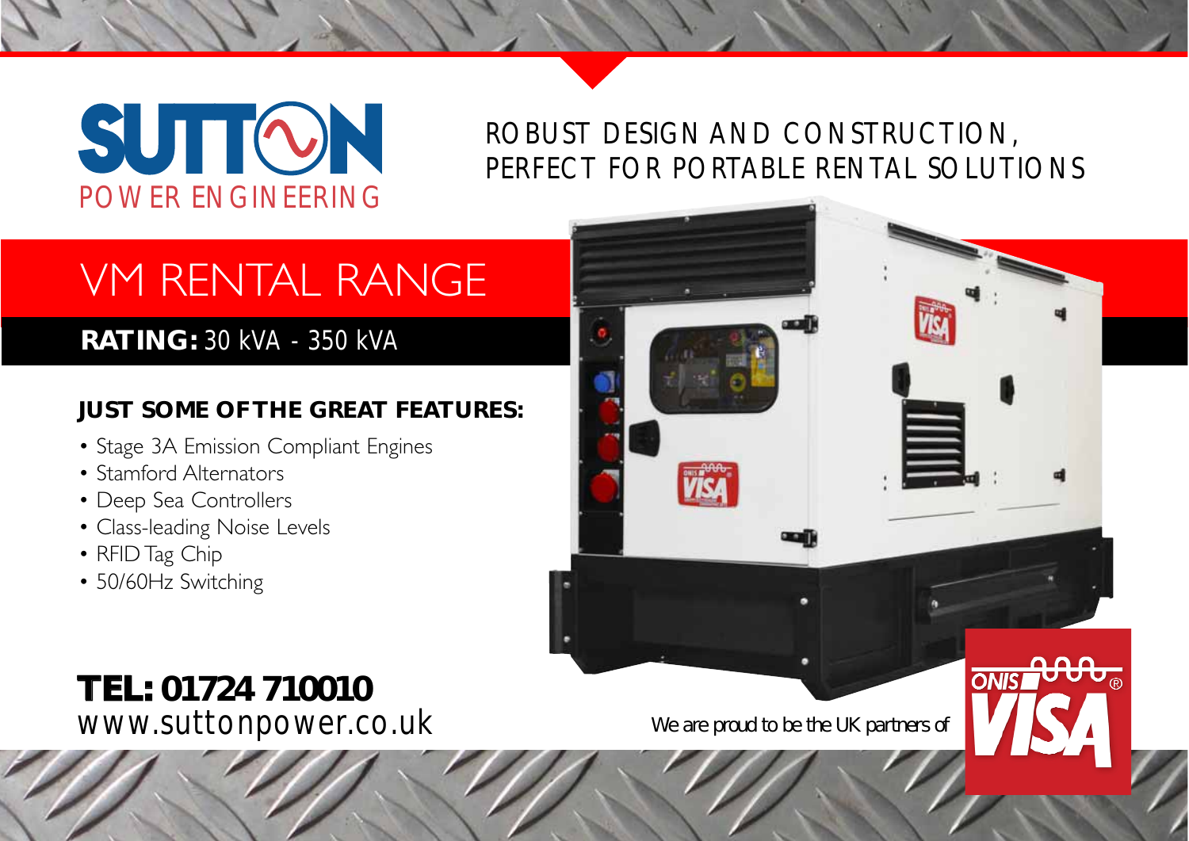# SUTTON

POWER ENGINEERING

ROBUST DESIGN AND CONSTRUCTION, PERFECT FOR PORTABLE RENTAL SOLUTIONS

## VM RENTAL RANGE

**RATING:** 30 kVA - 350 kVA

### JUST SOME OF THE GREAT FEATURES:

- Stage 3A Emission Compliant Engines
- Stamford Alternators
- Deep Sea Controllers
- Class-leading Noise Levels
- RFID Tag Chip
- 50/60Hz Switching

**TEL: 01724 710010**

www.suttonpower.co.uk

We are proud to be the UK partners of ONIS VISA®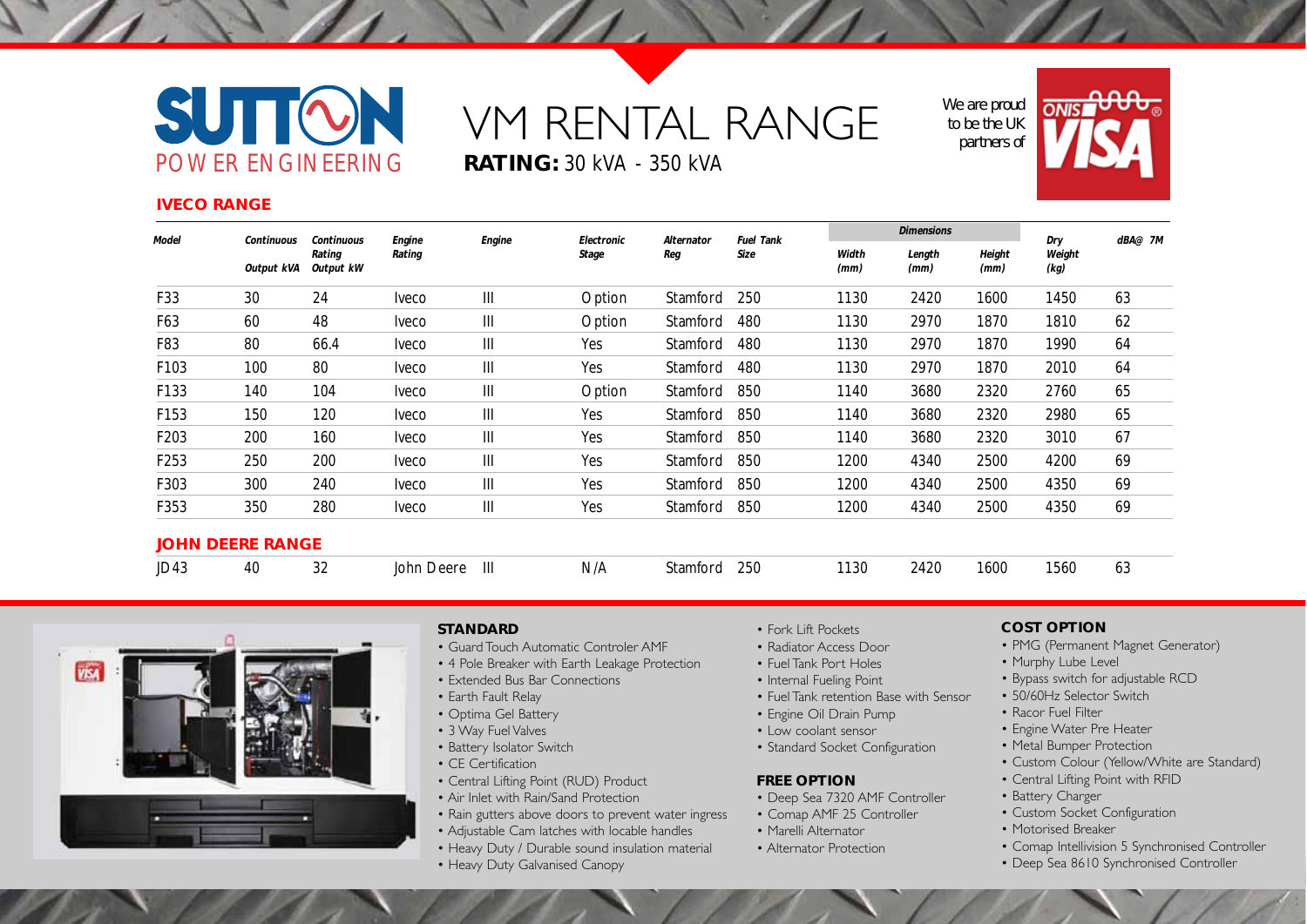# VM RENTAL RANGE

**RATING:** 30 kVA - 350 kVA

We are proud to be the UK partners of ONIS VISA

## IVECO RANGE

| Model | Continuous Output kVA | Continuous Rating Output kW | Engine Rating | Engine | Electronic Stage | Alternator Reg | Fuel Tank Size | Dimensions Width (mm) | Dimensions Length (mm) | Dimensions Height (mm) | Dry Weight (kg) | dBA@ 7M |
|---|---|---|---|---|---|---|---|---|---|---|---|---|
| F33 | 30 | 24 | Iveco | III | Option | Stamford | 250 | 1130 | 2420 | 1600 | 1450 | 63 |
| F63 | 60 | 48 | Iveco | III | Option | Stamford | 480 | 1130 | 2970 | 1870 | 1810 | 62 |
| F83 | 80 | 66.4 | Iveco | III | Yes | Stamford | 480 | 1130 | 2970 | 1870 | 1990 | 64 |
| F103 | 100 | 80 | Iveco | III | Yes | Stamford | 480 | 1130 | 2970 | 1870 | 2010 | 64 |
| F133 | 140 | 104 | Iveco | III | Option | Stamford | 850 | 1140 | 3680 | 2320 | 2760 | 65 |
| F153 | 150 | 120 | Iveco | III | Yes | Stamford | 850 | 1140 | 3680 | 2320 | 2980 | 65 |
| F203 | 200 | 160 | Iveco | III | Yes | Stamford | 850 | 1140 | 3680 | 2320 | 3010 | 67 |
| F253 | 250 | 200 | Iveco | III | Yes | Stamford | 850 | 1200 | 4340 | 2500 | 4200 | 69 |
| F303 | 300 | 240 | Iveco | III | Yes | Stamford | 850 | 1200 | 4340 | 2500 | 4350 | 69 |
| F353 | 350 | 280 | Iveco | III | Yes | Stamford | 850 | 1200 | 4340 | 2500 | 4350 | 69 |

## JOHN DEERE RANGE

| Model | Continuous Output kVA | Continuous Rating Output kW | Engine Rating | Engine | Electronic Stage | Alternator Reg | Fuel Tank Size | Dimensions Width (mm) | Dimensions Length (mm) | Dimensions Height (mm) | Dry Weight (kg) | dBA@ 7M |
|---|---|---|---|---|---|---|---|---|---|---|---|---|
| JD43 | 40 | 32 | John Deere | III | N/A | Stamford | 250 | 1130 | 2420 | 1600 | 1560 | 63 |

### STANDARD

- Guard Touch Automatic Controler AMF
- 4 Pole Breaker with Earth Leakage Protection
- Extended Bus Bar Connections
- Earth Fault Relay
- Optima Gel Battery
- 3 Way Fuel Valves
- Battery Isolator Switch
- CE Certification
- Central Lifting Point (RUD) Product
- Air Inlet with Rain/Sand Protection
- Rain gutters above doors to prevent water ingress
- Adjustable Cam latches with locable handles
- Heavy Duty / Durable sound insulation material
- Heavy Duty Galvanised Canopy
- Fork Lift Pockets
- Radiator Access Door
- Fuel Tank Port Holes
- Internal Fueling Point
- Fuel Tank retention Base with Sensor
- Engine Oil Drain Pump
- Low coolant sensor
- Standard Socket Configuration

### FREE OPTION

- Deep Sea 7320 AMF Controller
- Comap AMF 25 Controller
- Marelli Alternator
- Alternator Protection

### COST OPTION

- PMG (Permanent Magnet Generator)
- Murphy Lube Level
- Bypass switch for adjustable RCD
- 50/60Hz Selector Switch
- Racor Fuel Filter
- Engine Water Pre Heater
- Metal Bumper Protection
- Custom Colour (Yellow/White are Standard)
- Central Lifting Point with RFID
- Battery Charger
- Custom Socket Configuration
- Motorised Breaker
- Comap Intellivision 5 Synchronised Controller
- Deep Sea 8610 Synchronised Controller